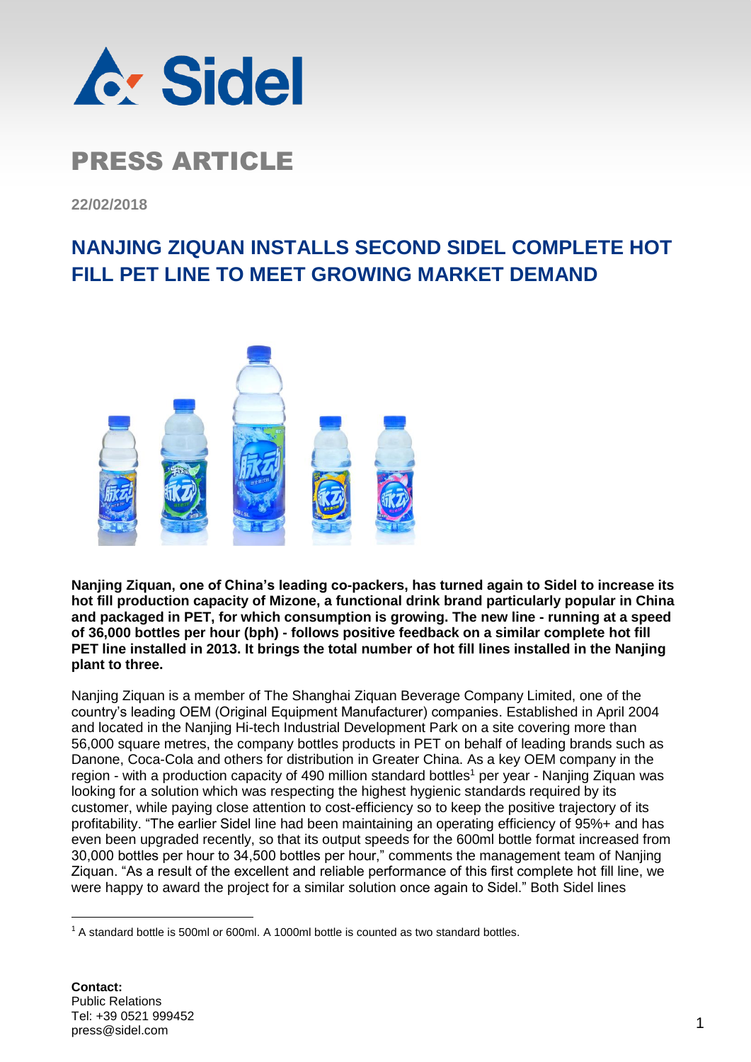# PRESS ARTICLE

22/02/2018

## NANJING ZIQUAN INSTALLS SECOND SIDEL COMPLETE HOT FILL PET LINE TO MEET GROWING MARKET DEMAND

**Nanjing Ziquan, one of China's leading co-packers, has turned again to Sidel to increase its hot fill production capacity of Mizone, a functional drink brand particularly popular in China and packaged in PET, for which consumption is growing. The new line - running at a speed of 36,000 bottles per hour (bph) - follows positive feedback on a similar complete hot fill PET line installed in 2013. It brings the total number of hot fill lines installed in the Nanjing plant to three.**

Nanjing Ziquan is a member of The Shanghai Ziquan Beverage Company Limited, one of the country's leading OEM (Original Equipment Manufacturer) companies. Established in April 2004 and located in the Nanjing Hi-tech Industrial Development Park on a site covering more than 56,000 square metres, the company bottles products in PET on behalf of leading brands such as Danone, Coca-Cola and others for distribution in Greater China. As a key OEM company in the region - with a production capacity of 490 million standard bottles[1] per year - Nanjing Ziquan was looking for a solution which was respecting the highest hygienic standards required by its customer, while paying close attention to cost-efficiency so to keep the positive trajectory of its profitability. "The earlier Sidel line had been maintaining an operating efficiency of 95%+ and has even been upgraded recently, so that its output speeds for the 600ml bottle format increased from 30,000 bottles per hour to 34,500 bottles per hour," comments the management team of Nanjing Ziquan. "As a result of the excellent and reliable performance of this first complete hot fill line, we were happy to award the project for a similar solution once again to Sidel." Both Sidel lines

[1] A standard bottle is 500ml or 600ml. A 1000ml bottle is counted as two standard bottles.

**Contact:**
Public Relations
Tel: +39 0521 999452
press@sidel.com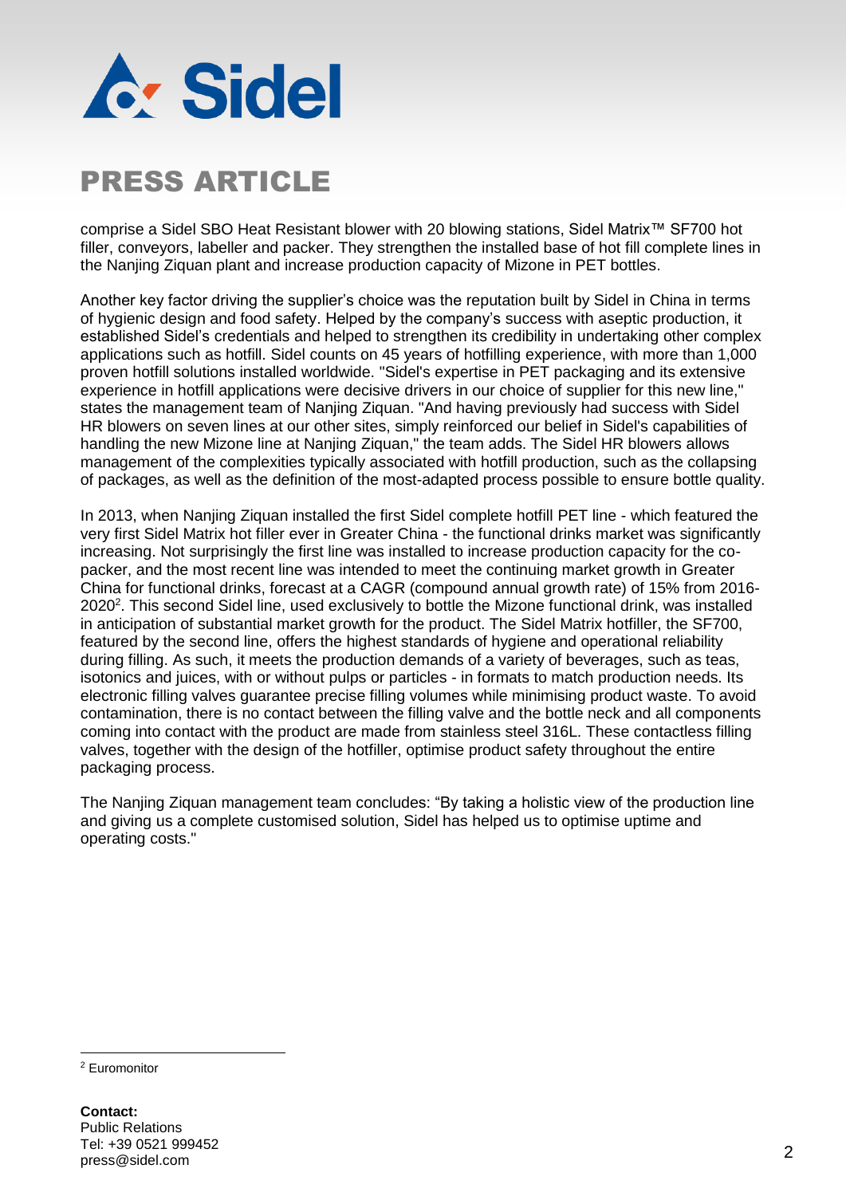comprise a Sidel SBO Heat Resistant blower with 20 blowing stations, Sidel Matrix™ SF700 hot filler, conveyors, labeller and packer. They strengthen the installed base of hot fill complete lines in the Nanjing Ziquan plant and increase production capacity of Mizone in PET bottles.

Another key factor driving the supplier's choice was the reputation built by Sidel in China in terms of hygienic design and food safety. Helped by the company's success with aseptic production, it established Sidel's credentials and helped to strengthen its credibility in undertaking other complex applications such as hotfill. Sidel counts on 45 years of hotfilling experience, with more than 1,000 proven hotfill solutions installed worldwide. "Sidel's expertise in PET packaging and its extensive experience in hotfill applications were decisive drivers in our choice of supplier for this new line," states the management team of Nanjing Ziquan. "And having previously had success with Sidel HR blowers on seven lines at our other sites, simply reinforced our belief in Sidel's capabilities of handling the new Mizone line at Nanjing Ziquan," the team adds. The Sidel HR blowers allows management of the complexities typically associated with hotfill production, such as the collapsing of packages, as well as the definition of the most-adapted process possible to ensure bottle quality.

In 2013, when Nanjing Ziquan installed the first Sidel complete hotfill PET line - which featured the very first Sidel Matrix hot filler ever in Greater China - the functional drinks market was significantly increasing. Not surprisingly the first line was installed to increase production capacity for the co-packer, and the most recent line was intended to meet the continuing market growth in Greater China for functional drinks, forecast at a CAGR (compound annual growth rate) of 15% from 2016-2020[2]. This second Sidel line, used exclusively to bottle the Mizone functional drink, was installed in anticipation of substantial market growth for the product. The Sidel Matrix hotfiller, the SF700, featured by the second line, offers the highest standards of hygiene and operational reliability during filling. As such, it meets the production demands of a variety of beverages, such as teas, isotonics and juices, with or without pulps or particles - in formats to match production needs. Its electronic filling valves guarantee precise filling volumes while minimising product waste. To avoid contamination, there is no contact between the filling valve and the bottle neck and all components coming into contact with the product are made from stainless steel 316L. These contactless filling valves, together with the design of the hotfiller, optimise product safety throughout the entire packaging process.

The Nanjing Ziquan management team concludes: "By taking a holistic view of the production line and giving us a complete customised solution, Sidel has helped us to optimise uptime and operating costs."

[2] Euromonitor

**Contact:**
Public Relations
Tel: +39 0521 999452
press@sidel.com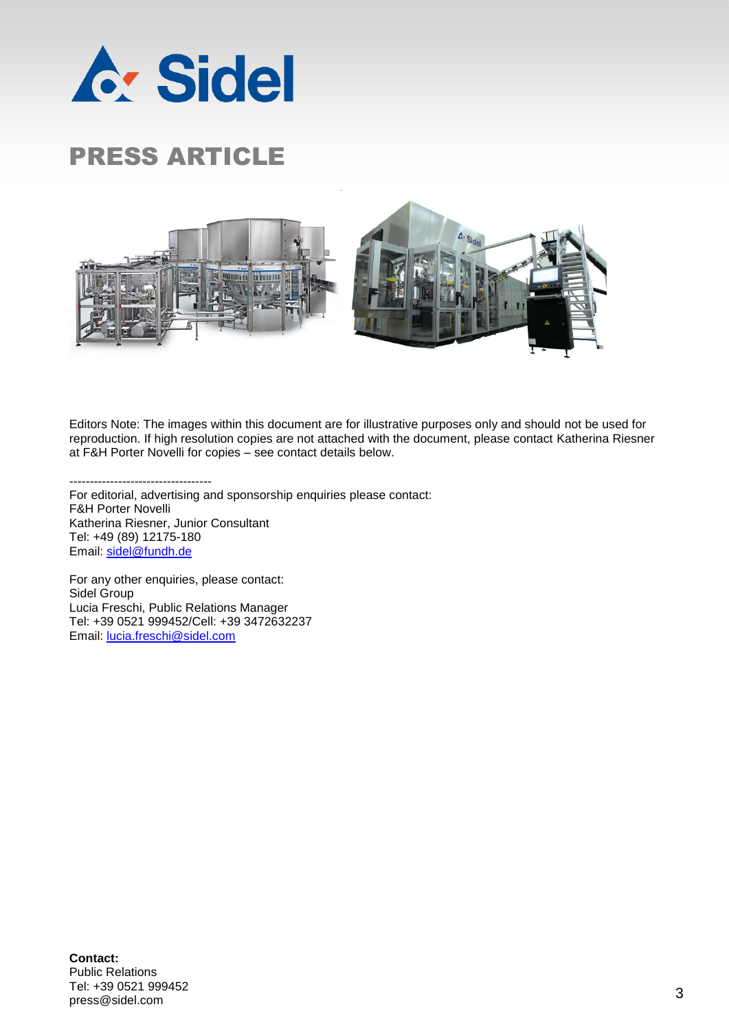# PRESS ARTICLE

Editors Note: The images within this document are for illustrative purposes only and should not be used for reproduction. If high resolution copies are not attached with the document, please contact Katherina Riesner at F&H Porter Novelli for copies – see contact details below.

----------------------------------

For editorial, advertising and sponsorship enquiries please contact:
F&H Porter Novelli
Katherina Riesner, Junior Consultant
Tel: +49 (89) 12175-180
Email: sidel@fundh.de

For any other enquiries, please contact:
Sidel Group
Lucia Freschi, Public Relations Manager
Tel: +39 0521 999452/Cell: +39 3472632237
Email: lucia.freschi@sidel.com

**Contact:**
Public Relations
Tel: +39 0521 999452
press@sidel.com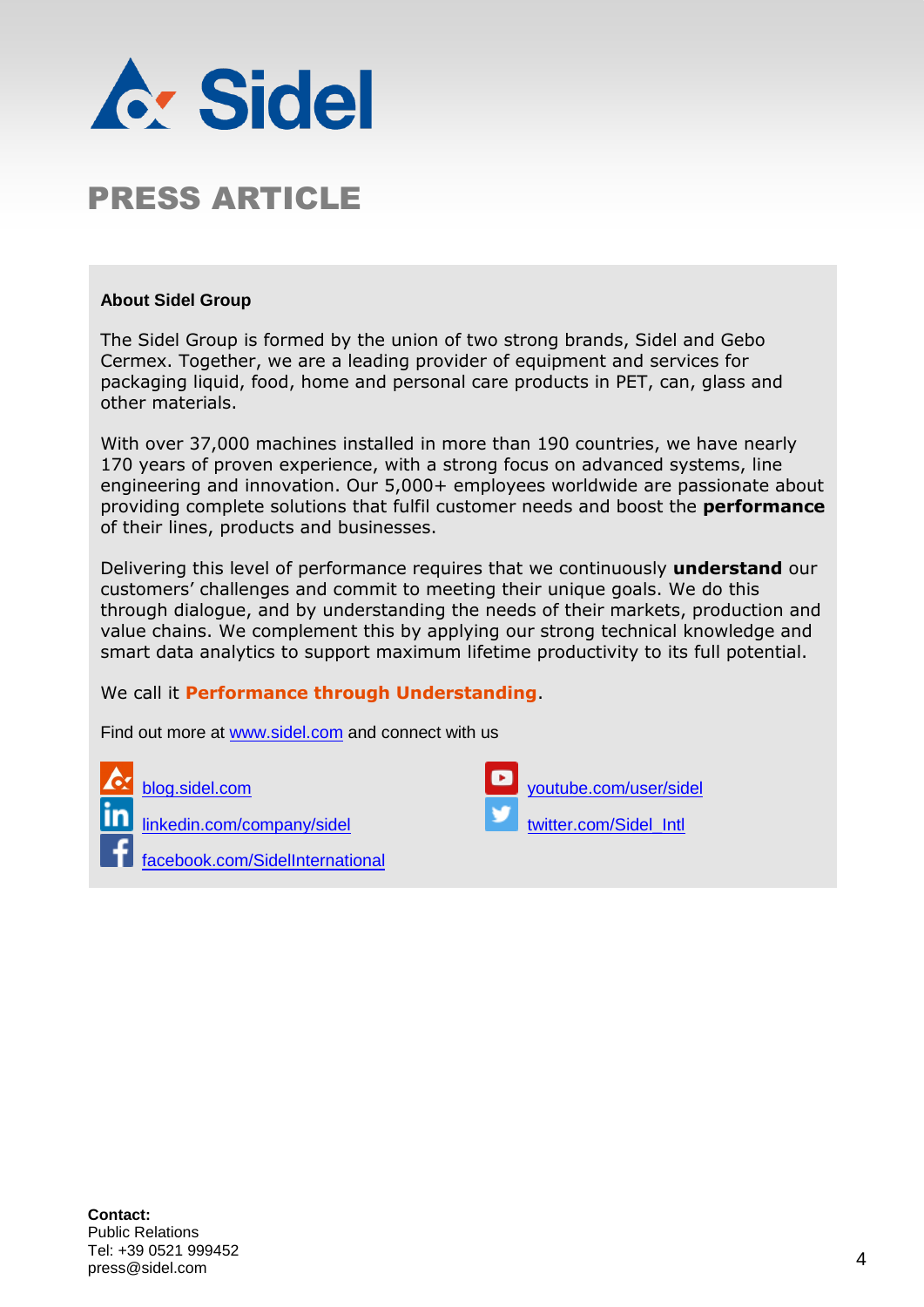# PRESS ARTICLE

**About Sidel Group**

The Sidel Group is formed by the union of two strong brands, Sidel and Gebo Cermex. Together, we are a leading provider of equipment and services for packaging liquid, food, home and personal care products in PET, can, glass and other materials.

With over 37,000 machines installed in more than 190 countries, we have nearly 170 years of proven experience, with a strong focus on advanced systems, line engineering and innovation. Our 5,000+ employees worldwide are passionate about providing complete solutions that fulfil customer needs and boost the **performance** of their lines, products and businesses.

Delivering this level of performance requires that we continuously **understand** our customers' challenges and commit to meeting their unique goals. We do this through dialogue, and by understanding the needs of their markets, production and value chains. We complement this by applying our strong technical knowledge and smart data analytics to support maximum lifetime productivity to its full potential.

We call it **Performance through Understanding**.

Find out more at www.sidel.com and connect with us

- blog.sidel.com
- linkedin.com/company/sidel
- facebook.com/SidelInternational
- youtube.com/user/sidel
- twitter.com/Sidel_Intl

**Contact:**
Public Relations
Tel: +39 0521 999452
press@sidel.com